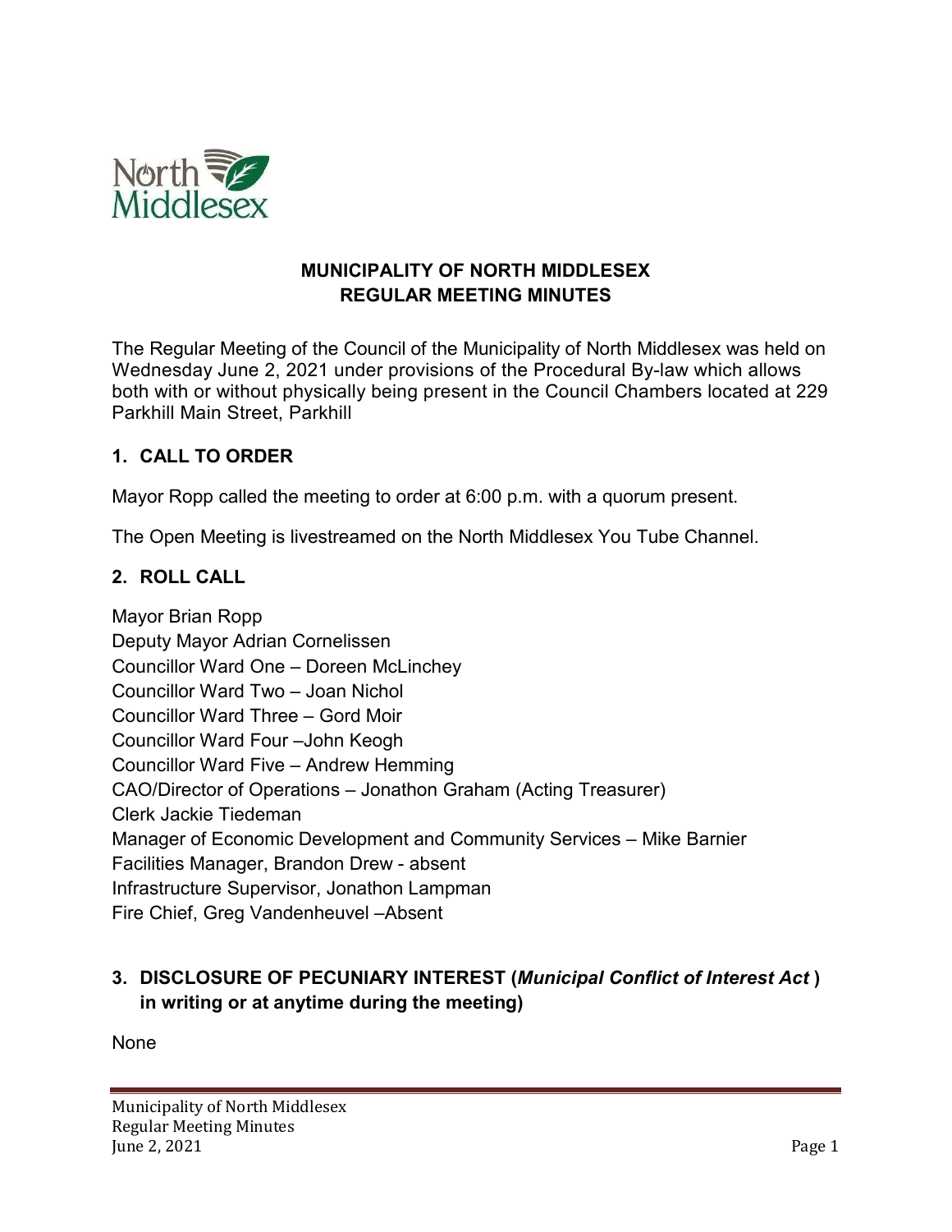**MUNICIPALITY OF NORTH MIDDLESEX**
**REGULAR MEETING MINUTES**

The Regular Meeting of the Council of the Municipality of North Middlesex was held on Wednesday June 2, 2021 under provisions of the Procedural By-law which allows both with or without physically being present in the Council Chambers located at 229 Parkhill Main Street, Parkhill

## 1. CALL TO ORDER

Mayor Ropp called the meeting to order at 6:00 p.m. with a quorum present.

The Open Meeting is livestreamed on the North Middlesex You Tube Channel.

## 2. ROLL CALL

Mayor Brian Ropp
Deputy Mayor Adrian Cornelissen
Councillor Ward One – Doreen McLinchey
Councillor Ward Two – Joan Nichol
Councillor Ward Three – Gord Moir
Councillor Ward Four –John Keogh
Councillor Ward Five – Andrew Hemming
CAO/Director of Operations – Jonathon Graham (Acting Treasurer)
Clerk Jackie Tiedeman
Manager of Economic Development and Community Services – Mike Barnier
Facilities Manager, Brandon Drew - absent
Infrastructure Supervisor, Jonathon Lampman
Fire Chief, Greg Vandenheuvel –Absent

## 3. DISCLOSURE OF PECUNIARY INTEREST (*Municipal Conflict of Interest Act* ) in writing or at anytime during the meeting)

None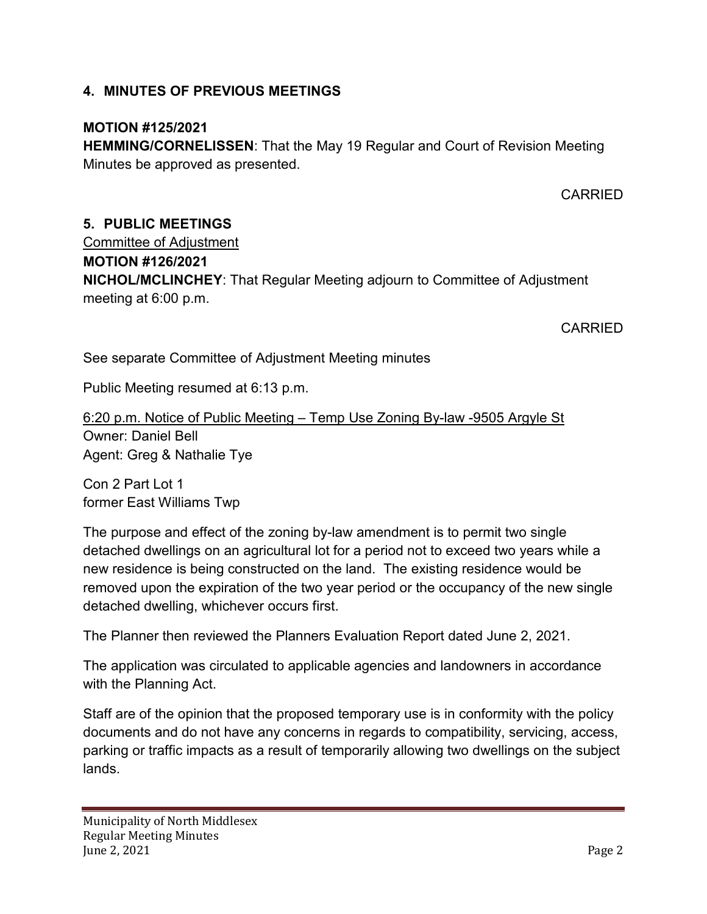## 4. MINUTES OF PREVIOUS MEETINGS

**MOTION #125/2021**
**HEMMING/CORNELISSEN**: That the May 19 Regular and Court of Revision Meeting Minutes be approved as presented.

CARRIED

## 5. PUBLIC MEETINGS

Committee of Adjustment

**MOTION #126/2021**
**NICHOL/MCLINCHEY**: That Regular Meeting adjourn to Committee of Adjustment meeting at 6:00 p.m.

CARRIED

See separate Committee of Adjustment Meeting minutes

Public Meeting resumed at 6:13 p.m.

6:20 p.m. Notice of Public Meeting – Temp Use Zoning By-law -9505 Argyle St
Owner: Daniel Bell
Agent: Greg & Nathalie Tye

Con 2 Part Lot 1
former East Williams Twp

The purpose and effect of the zoning by-law amendment is to permit two single detached dwellings on an agricultural lot for a period not to exceed two years while a new residence is being constructed on the land. The existing residence would be removed upon the expiration of the two year period or the occupancy of the new single detached dwelling, whichever occurs first.

The Planner then reviewed the Planners Evaluation Report dated June 2, 2021.

The application was circulated to applicable agencies and landowners in accordance with the Planning Act.

Staff are of the opinion that the proposed temporary use is in conformity with the policy documents and do not have any concerns in regards to compatibility, servicing, access, parking or traffic impacts as a result of temporarily allowing two dwellings on the subject lands.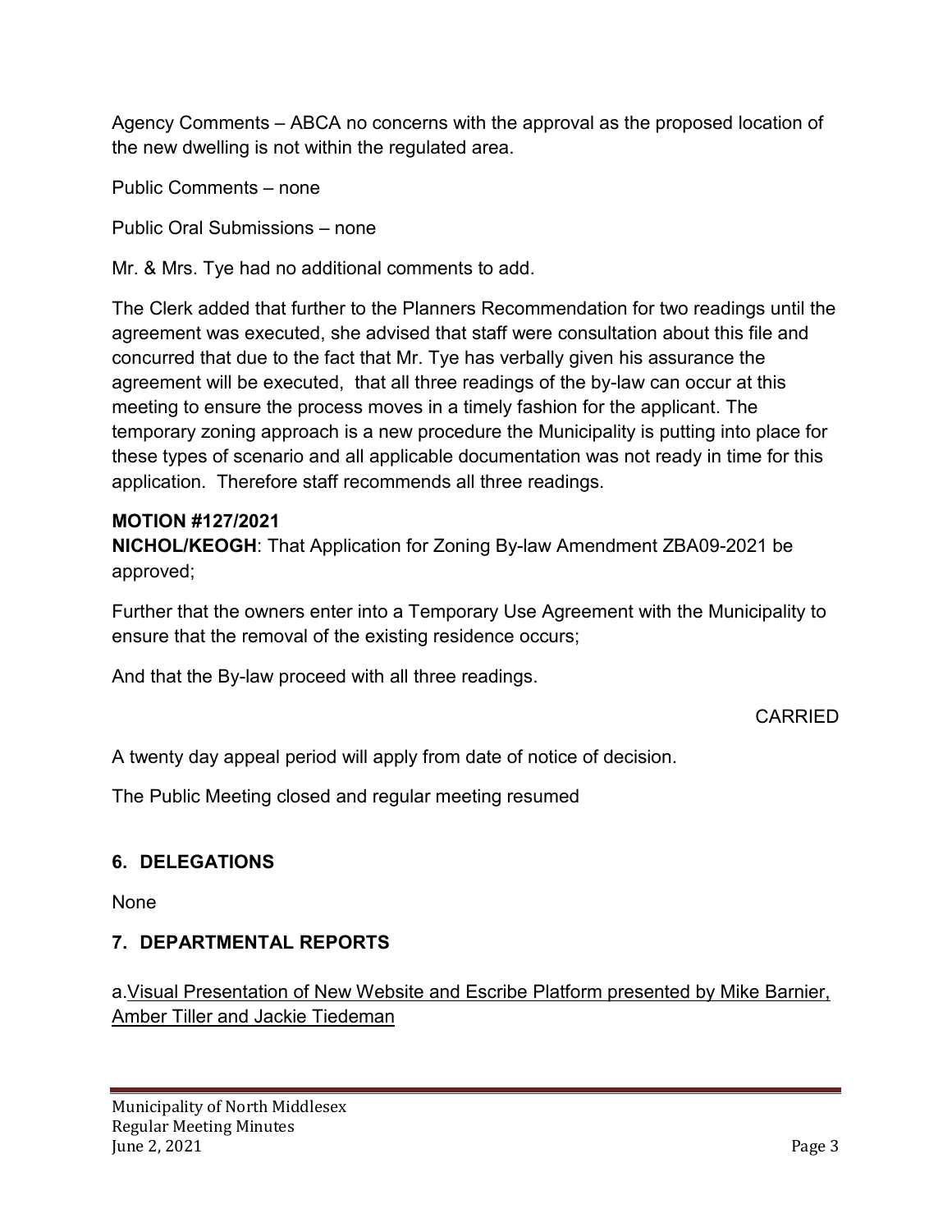Agency Comments – ABCA no concerns with the approval as the proposed location of the new dwelling is not within the regulated area.

Public Comments – none

Public Oral Submissions – none

Mr. & Mrs. Tye had no additional comments to add.

The Clerk added that further to the Planners Recommendation for two readings until the agreement was executed, she advised that staff were consultation about this file and concurred that due to the fact that Mr. Tye has verbally given his assurance the agreement will be executed, that all three readings of the by-law can occur at this meeting to ensure the process moves in a timely fashion for the applicant. The temporary zoning approach is a new procedure the Municipality is putting into place for these types of scenario and all applicable documentation was not ready in time for this application. Therefore staff recommends all three readings.

**MOTION #127/2021**
**NICHOL/KEOGH**: That Application for Zoning By-law Amendment ZBA09-2021 be approved;

Further that the owners enter into a Temporary Use Agreement with the Municipality to ensure that the removal of the existing residence occurs;

And that the By-law proceed with all three readings.

CARRIED

A twenty day appeal period will apply from date of notice of decision.

The Public Meeting closed and regular meeting resumed

## 6. DELEGATIONS

None

## 7. DEPARTMENTAL REPORTS

a. Visual Presentation of New Website and Escribe Platform presented by Mike Barnier, Amber Tiller and Jackie Tiedeman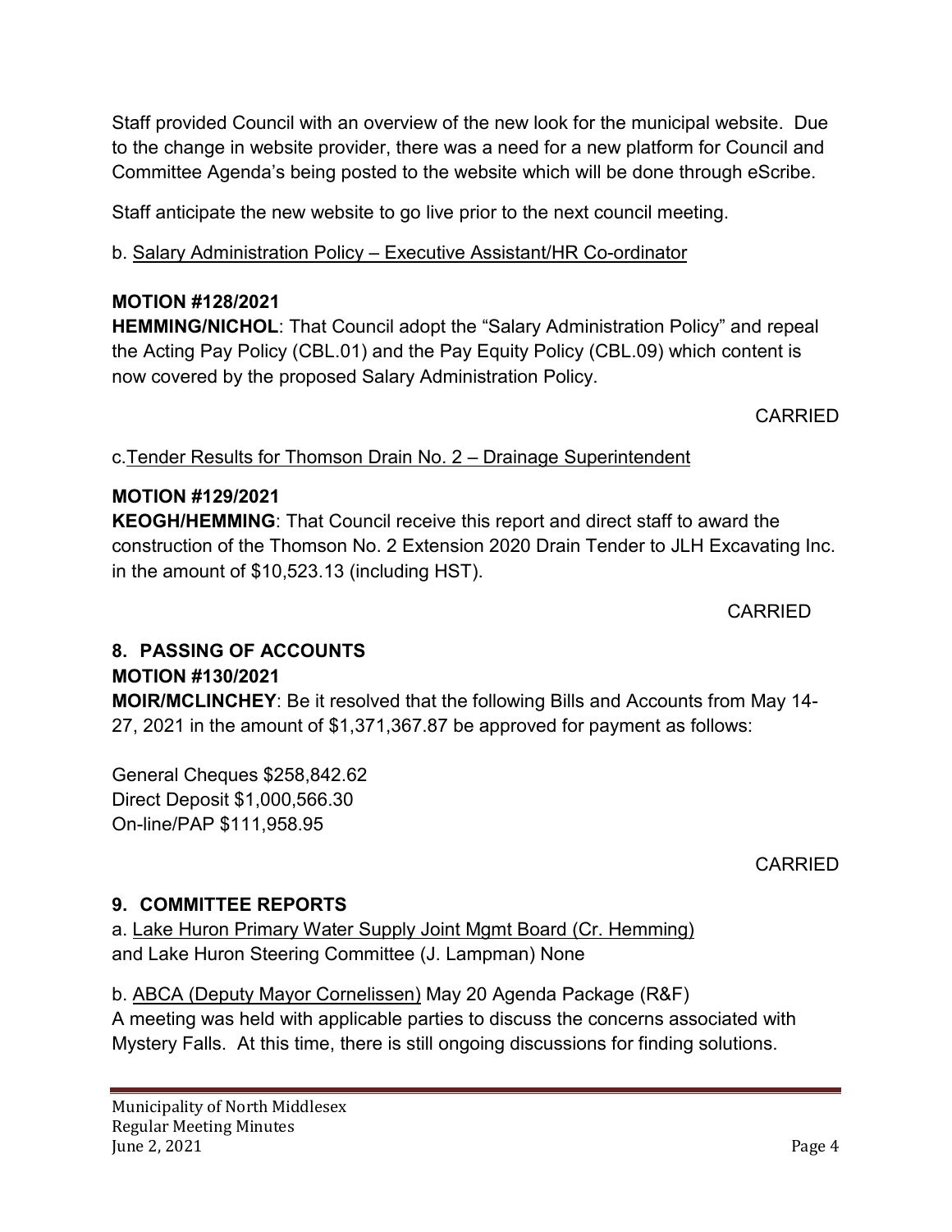Staff provided Council with an overview of the new look for the municipal website. Due to the change in website provider, there was a need for a new platform for Council and Committee Agenda's being posted to the website which will be done through eScribe.

Staff anticipate the new website to go live prior to the next council meeting.

b. Salary Administration Policy – Executive Assistant/HR Co-ordinator

**MOTION #128/2021**
**HEMMING/NICHOL**: That Council adopt the "Salary Administration Policy" and repeal the Acting Pay Policy (CBL.01) and the Pay Equity Policy (CBL.09) which content is now covered by the proposed Salary Administration Policy.

CARRIED

c.Tender Results for Thomson Drain No. 2 – Drainage Superintendent

**MOTION #129/2021**
**KEOGH/HEMMING**: That Council receive this report and direct staff to award the construction of the Thomson No. 2 Extension 2020 Drain Tender to JLH Excavating Inc. in the amount of $10,523.13 (including HST).

CARRIED

## 8. PASSING OF ACCOUNTS

**MOTION #130/2021**
**MOIR/MCLINCHEY**: Be it resolved that the following Bills and Accounts from May 14-27, 2021 in the amount of $1,371,367.87 be approved for payment as follows:

General Cheques $258,842.62
Direct Deposit $1,000,566.30
On-line/PAP $111,958.95

CARRIED

## 9. COMMITTEE REPORTS

a. Lake Huron Primary Water Supply Joint Mgmt Board (Cr. Hemming) and Lake Huron Steering Committee (J. Lampman) None

b. ABCA (Deputy Mayor Cornelissen) May 20 Agenda Package (R&F)
A meeting was held with applicable parties to discuss the concerns associated with Mystery Falls. At this time, there is still ongoing discussions for finding solutions.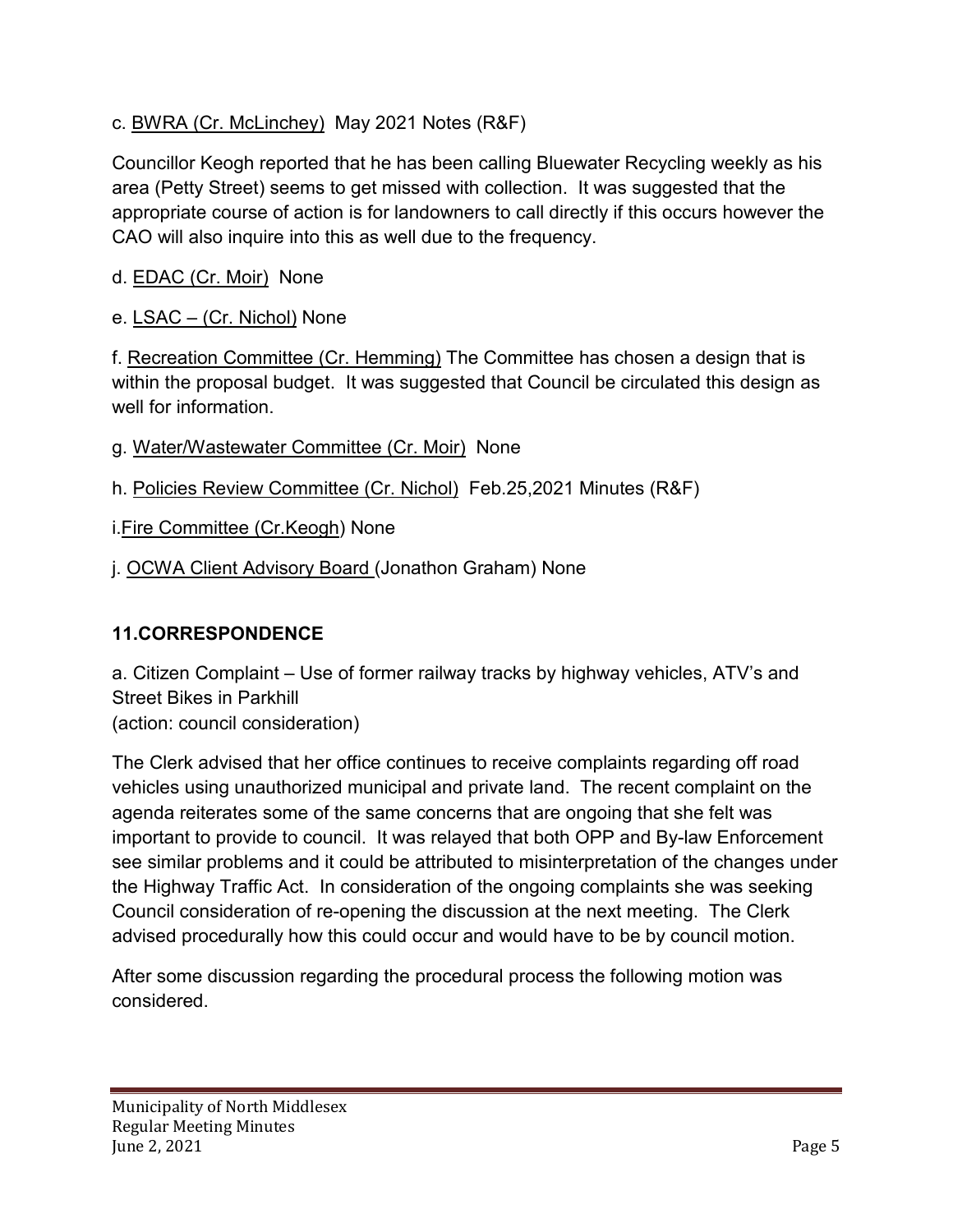c. <u>BWRA (Cr. McLinchey)</u> May 2021 Notes (R&F)

Councillor Keogh reported that he has been calling Bluewater Recycling weekly as his area (Petty Street) seems to get missed with collection. It was suggested that the appropriate course of action is for landowners to call directly if this occurs however the CAO will also inquire into this as well due to the frequency.

d. <u>EDAC (Cr. Moir)</u> None

e. <u>LSAC – (Cr. Nichol)</u> None

f. <u>Recreation Committee (Cr. Hemming)</u> The Committee has chosen a design that is within the proposal budget. It was suggested that Council be circulated this design as well for information.

g. <u>Water/Wastewater Committee (Cr. Moir)</u> None

h. <u>Policies Review Committee (Cr. Nichol)</u> Feb.25,2021 Minutes (R&F)

i.<u>Fire Committee (Cr.Keogh</u>) None

j. <u>OCWA Client Advisory Board</u> (Jonathon Graham) None

## 11.CORRESPONDENCE

a. Citizen Complaint – Use of former railway tracks by highway vehicles, ATV's and Street Bikes in Parkhill
(action: council consideration)

The Clerk advised that her office continues to receive complaints regarding off road vehicles using unauthorized municipal and private land. The recent complaint on the agenda reiterates some of the same concerns that are ongoing that she felt was important to provide to council. It was relayed that both OPP and By-law Enforcement see similar problems and it could be attributed to misinterpretation of the changes under the Highway Traffic Act. In consideration of the ongoing complaints she was seeking Council consideration of re-opening the discussion at the next meeting. The Clerk advised procedurally how this could occur and would have to be by council motion.

After some discussion regarding the procedural process the following motion was considered.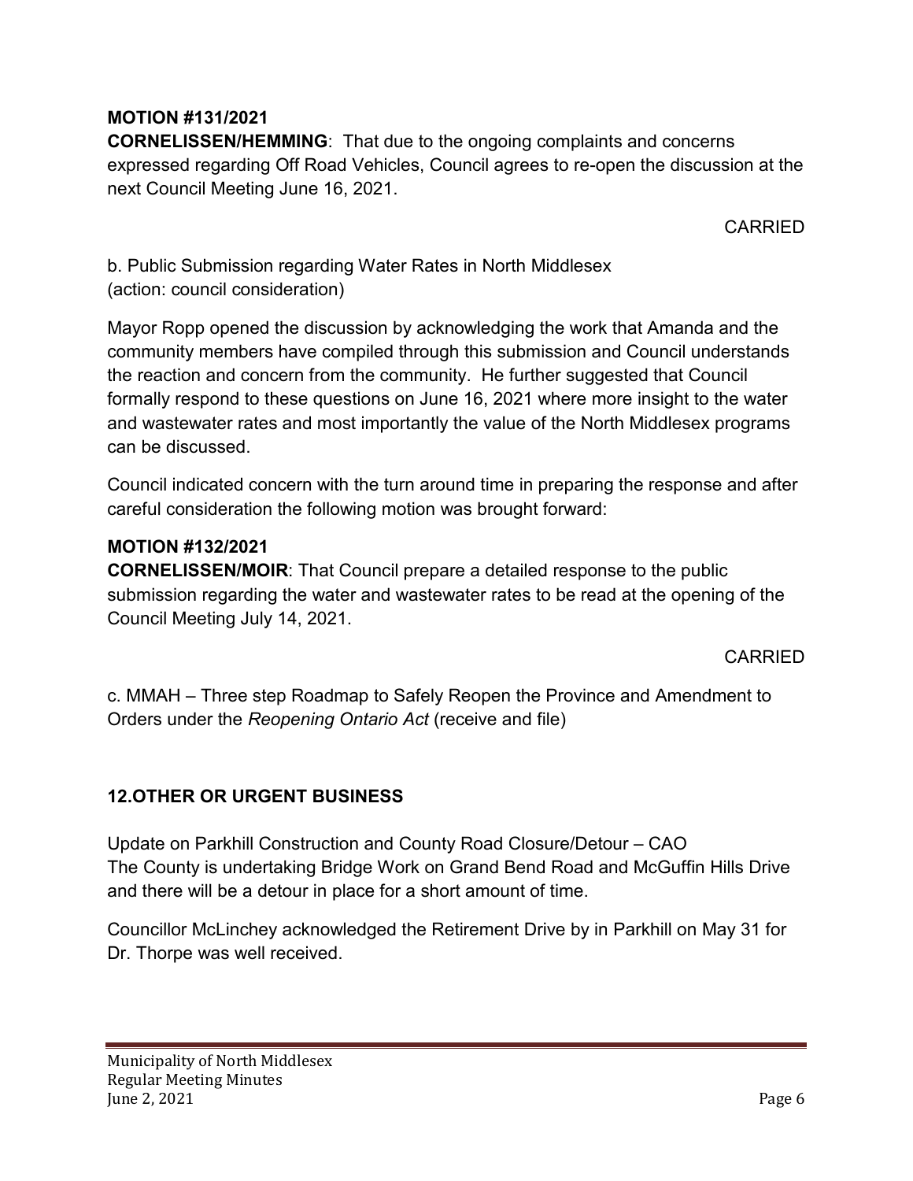**MOTION #131/2021**

**CORNELISSEN/HEMMING**: That due to the ongoing complaints and concerns expressed regarding Off Road Vehicles, Council agrees to re-open the discussion at the next Council Meeting June 16, 2021.

CARRIED

b. Public Submission regarding Water Rates in North Middlesex (action: council consideration)

Mayor Ropp opened the discussion by acknowledging the work that Amanda and the community members have compiled through this submission and Council understands the reaction and concern from the community. He further suggested that Council formally respond to these questions on June 16, 2021 where more insight to the water and wastewater rates and most importantly the value of the North Middlesex programs can be discussed.

Council indicated concern with the turn around time in preparing the response and after careful consideration the following motion was brought forward:

**MOTION #132/2021**

**CORNELISSEN/MOIR**: That Council prepare a detailed response to the public submission regarding the water and wastewater rates to be read at the opening of the Council Meeting July 14, 2021.

CARRIED

c. MMAH – Three step Roadmap to Safely Reopen the Province and Amendment to Orders under the *Reopening Ontario Act* (receive and file)

## 12.OTHER OR URGENT BUSINESS

Update on Parkhill Construction and County Road Closure/Detour – CAO
The County is undertaking Bridge Work on Grand Bend Road and McGuffin Hills Drive and there will be a detour in place for a short amount of time.

Councillor McLinchey acknowledged the Retirement Drive by in Parkhill on May 31 for Dr. Thorpe was well received.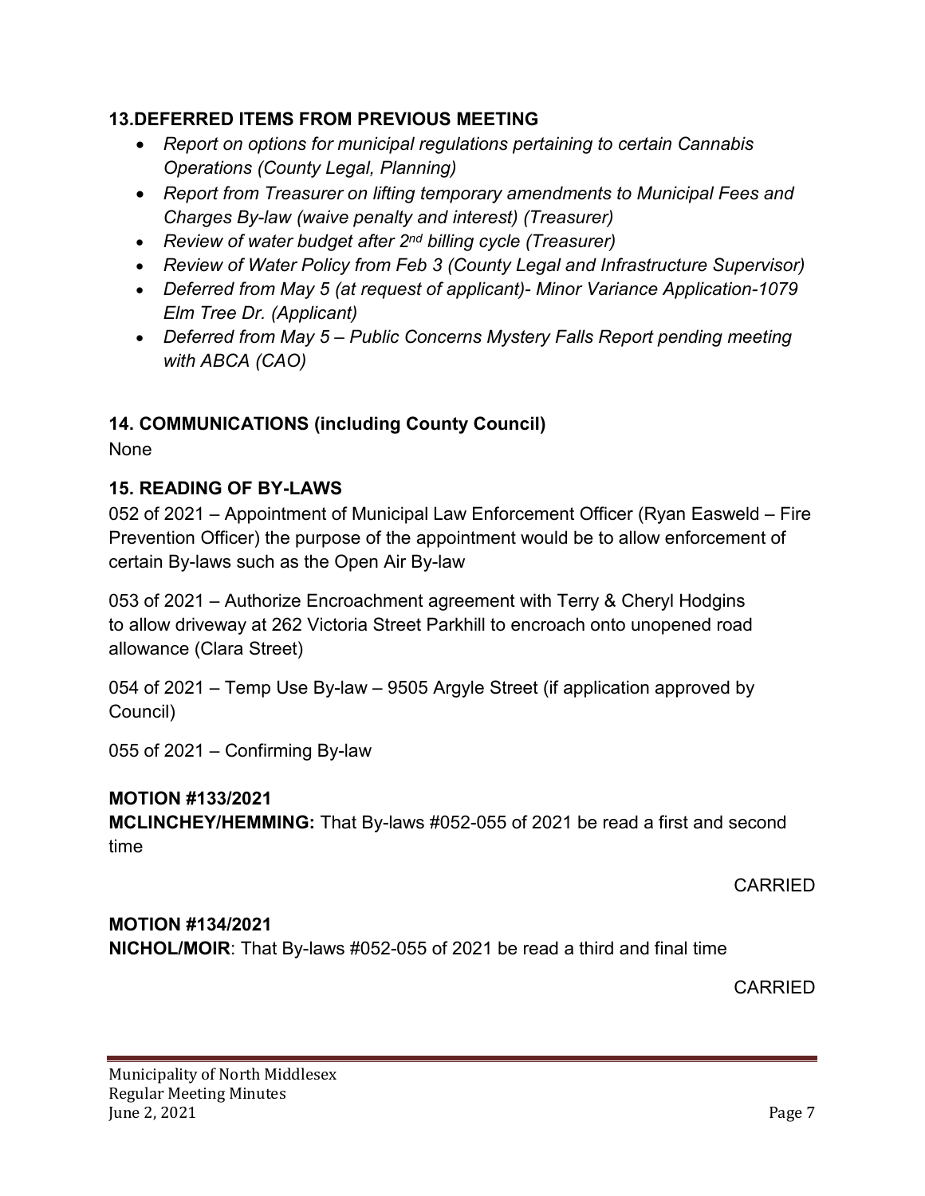### 13.DEFERRED ITEMS FROM PREVIOUS MEETING

- *Report on options for municipal regulations pertaining to certain Cannabis Operations (County Legal, Planning)*
- *Report from Treasurer on lifting temporary amendments to Municipal Fees and Charges By-law (waive penalty and interest) (Treasurer)*
- *Review of water budget after 2nd billing cycle (Treasurer)*
- *Review of Water Policy from Feb 3 (County Legal and Infrastructure Supervisor)*
- *Deferred from May 5 (at request of applicant)- Minor Variance Application-1079 Elm Tree Dr. (Applicant)*
- *Deferred from May 5 – Public Concerns Mystery Falls Report pending meeting with ABCA (CAO)*

### 14. COMMUNICATIONS (including County Council)

None

### 15. READING OF BY-LAWS

052 of 2021 – Appointment of Municipal Law Enforcement Officer (Ryan Easweld – Fire Prevention Officer) the purpose of the appointment would be to allow enforcement of certain By-laws such as the Open Air By-law

053 of 2021 – Authorize Encroachment agreement with Terry & Cheryl Hodgins to allow driveway at 262 Victoria Street Parkhill to encroach onto unopened road allowance (Clara Street)

054 of 2021 – Temp Use By-law – 9505 Argyle Street (if application approved by Council)

055 of 2021 – Confirming By-law

**MOTION #133/2021**

**MCLINCHEY/HEMMING:** That By-laws #052-055 of 2021 be read a first and second time

CARRIED

**MOTION #134/2021**

**NICHOL/MOIR**: That By-laws #052-055 of 2021 be read a third and final time

CARRIED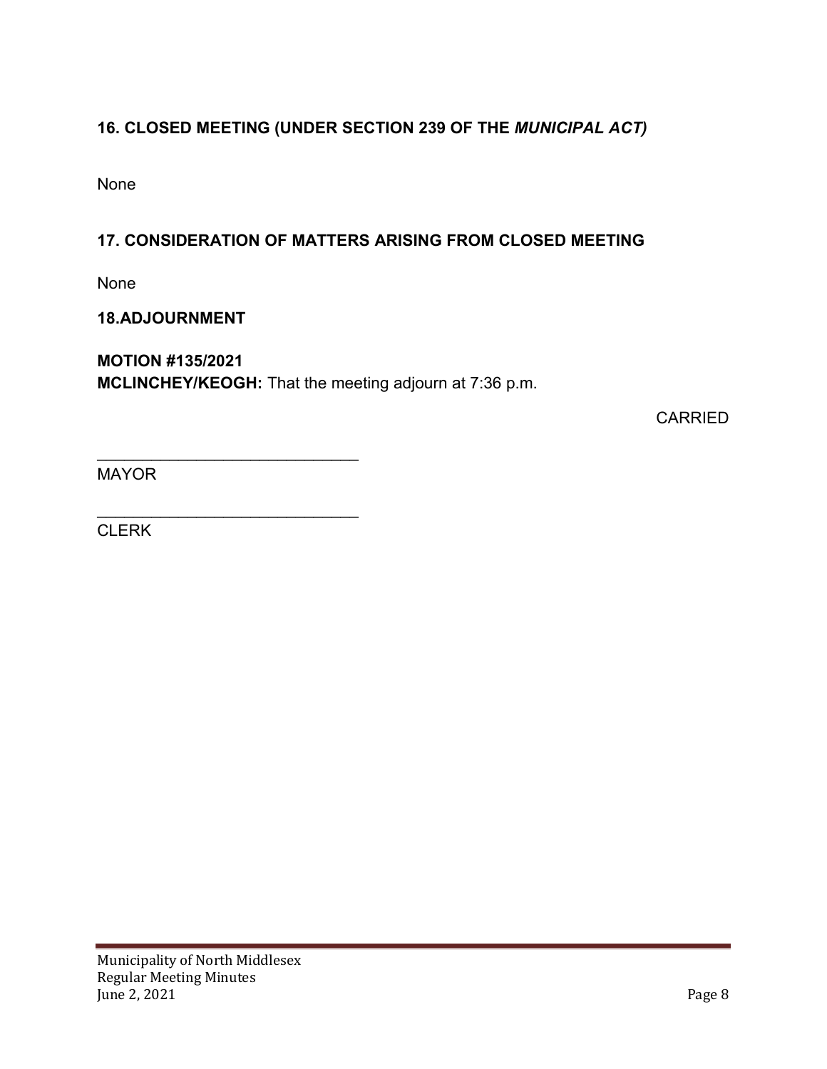## 16. CLOSED MEETING (UNDER SECTION 239 OF THE *MUNICIPAL ACT)*

None

## 17. CONSIDERATION OF MATTERS ARISING FROM CLOSED MEETING

None

## 18.ADJOURNMENT

**MOTION #135/2021**
**MCLINCHEY/KEOGH:** That the meeting adjourn at 7:36 p.m.

CARRIED

______________________________
MAYOR

______________________________
CLERK